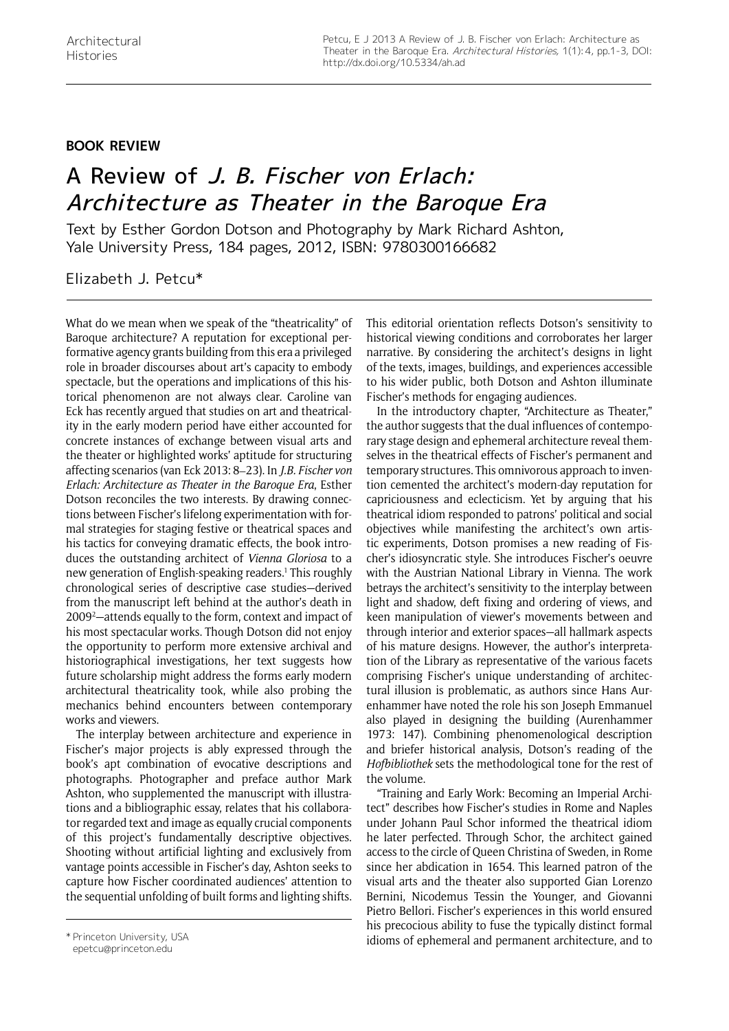**BOOK REVIEW**

# A Review of *J. B. Fischer von Erlach: Architecture as Theater in the Baroque Era*

Text by Esther Gordon Dotson and Photography by Mark Richard Ashton, Yale University Press, 184 pages, 2012, ISBN: 9780300166682

Elizabeth J. Petcu*

What do we mean when we speak of the "theatricality" of Baroque architecture? A reputation for exceptional performative agency grants building from this era a privileged role in broader discourses about art's capacity to embody spectacle, but the operations and implications of this historical phenomenon are not always clear. Caroline van Eck has recently argued that studies on art and theatricality in the early modern period have either accounted for concrete instances of exchange between visual arts and the theater or highlighted works' aptitude for structuring affecting scenarios (van Eck 2013: 8–23). In *J.B. Fischer von Erlach: Architecture as Theater in the Baroque Era*, Esther Dotson reconciles the two interests. By drawing connections between Fischer's lifelong experimentation with formal strategies for staging festive or theatrical spaces and his tactics for conveying dramatic effects, the book introduces the outstanding architect of *Vienna Gloriosa* to a new generation of English-speaking readers.[1] This roughly chronological series of descriptive case studies—derived from the manuscript left behind at the author's death in 2009[2]—attends equally to the form, context and impact of his most spectacular works. Though Dotson did not enjoy the opportunity to perform more extensive archival and historiographical investigations, her text suggests how future scholarship might address the forms early modern architectural theatricality took, while also probing the mechanics behind encounters between contemporary works and viewers.

The interplay between architecture and experience in Fischer's major projects is ably expressed through the book's apt combination of evocative descriptions and photographs. Photographer and preface author Mark Ashton, who supplemented the manuscript with illustrations and a bibliographic essay, relates that his collaborator regarded text and image as equally crucial components of this project's fundamentally descriptive objectives. Shooting without artificial lighting and exclusively from vantage points accessible in Fischer's day, Ashton seeks to capture how Fischer coordinated audiences' attention to the sequential unfolding of built forms and lighting shifts. This editorial orientation reflects Dotson's sensitivity to historical viewing conditions and corroborates her larger narrative. By considering the architect's designs in light of the texts, images, buildings, and experiences accessible to his wider public, both Dotson and Ashton illuminate Fischer's methods for engaging audiences.

In the introductory chapter, "Architecture as Theater," the author suggests that the dual influences of contemporary stage design and ephemeral architecture reveal themselves in the theatrical effects of Fischer's permanent and temporary structures. This omnivorous approach to invention cemented the architect's modern-day reputation for capriciousness and eclecticism. Yet by arguing that his theatrical idiom responded to patrons' political and social objectives while manifesting the architect's own artistic experiments, Dotson promises a new reading of Fischer's idiosyncratic style. She introduces Fischer's oeuvre with the Austrian National Library in Vienna. The work betrays the architect's sensitivity to the interplay between light and shadow, deft fixing and ordering of views, and keen manipulation of viewer's movements between and through interior and exterior spaces—all hallmark aspects of his mature designs. However, the author's interpretation of the Library as representative of the various facets comprising Fischer's unique understanding of architectural illusion is problematic, as authors since Hans Aurenhammer have noted the role his son Joseph Emmanuel also played in designing the building (Aurenhammer 1973: 147). Combining phenomenological description and briefer historical analysis, Dotson's reading of the *Hofbibliothek* sets the methodological tone for the rest of the volume.

"Training and Early Work: Becoming an Imperial Architect" describes how Fischer's studies in Rome and Naples under Johann Paul Schor informed the theatrical idiom he later perfected. Through Schor, the architect gained access to the circle of Queen Christina of Sweden, in Rome since her abdication in 1654. This learned patron of the visual arts and the theater also supported Gian Lorenzo Bernini, Nicodemus Tessin the Younger, and Giovanni Pietro Bellori. Fischer's experiences in this world ensured his precocious ability to fuse the typically distinct formal idioms of ephemeral and permanent architecture, and to

\* Princeton University, USA
epetcu@princeton.edu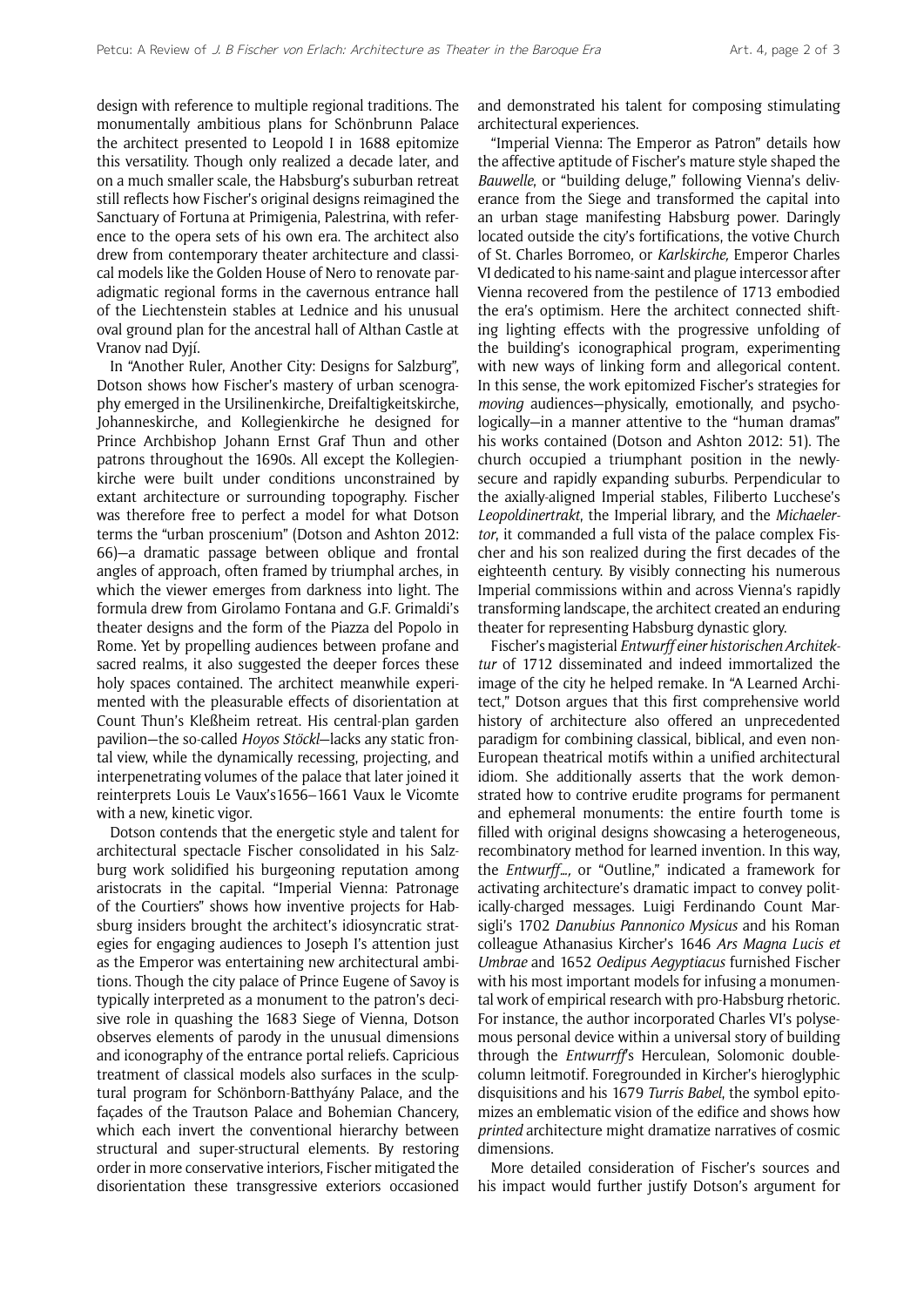design with reference to multiple regional traditions. The monumentally ambitious plans for Schönbrunn Palace the architect presented to Leopold I in 1688 epitomize this versatility. Though only realized a decade later, and on a much smaller scale, the Habsburg's suburban retreat still reflects how Fischer's original designs reimagined the Sanctuary of Fortuna at Primigenia, Palestrina, with reference to the opera sets of his own era. The architect also drew from contemporary theater architecture and classical models like the Golden House of Nero to renovate paradigmatic regional forms in the cavernous entrance hall of the Liechtenstein stables at Lednice and his unusual oval ground plan for the ancestral hall of Althan Castle at Vranov nad Dyjí.

In "Another Ruler, Another City: Designs for Salzburg", Dotson shows how Fischer's mastery of urban scenography emerged in the Ursilinenkirche, Dreifaltigkeitskirche, Johanneskirche, and Kollegienkirche he designed for Prince Archbishop Johann Ernst Graf Thun and other patrons throughout the 1690s. All except the Kollegienkirche were built under conditions unconstrained by extant architecture or surrounding topography. Fischer was therefore free to perfect a model for what Dotson terms the "urban proscenium" (Dotson and Ashton 2012: 66)—a dramatic passage between oblique and frontal angles of approach, often framed by triumphal arches, in which the viewer emerges from darkness into light. The formula drew from Girolamo Fontana and G.F. Grimaldi's theater designs and the form of the Piazza del Popolo in Rome. Yet by propelling audiences between profane and sacred realms, it also suggested the deeper forces these holy spaces contained. The architect meanwhile experimented with the pleasurable effects of disorientation at Count Thun's Kleßheim retreat. His central-plan garden pavilion—the so-called *Hoyos Stöckl*—lacks any static frontal view, while the dynamically recessing, projecting, and interpenetrating volumes of the palace that later joined it reinterprets Louis Le Vaux's1656–1661 Vaux le Vicomte with a new, kinetic vigor.

Dotson contends that the energetic style and talent for architectural spectacle Fischer consolidated in his Salzburg work solidified his burgeoning reputation among aristocrats in the capital. "Imperial Vienna: Patronage of the Courtiers" shows how inventive projects for Habsburg insiders brought the architect's idiosyncratic strategies for engaging audiences to Joseph I's attention just as the Emperor was entertaining new architectural ambitions. Though the city palace of Prince Eugene of Savoy is typically interpreted as a monument to the patron's decisive role in quashing the 1683 Siege of Vienna, Dotson observes elements of parody in the unusual dimensions and iconography of the entrance portal reliefs. Capricious treatment of classical models also surfaces in the sculptural program for Schönborn-Batthyány Palace, and the façades of the Trautson Palace and Bohemian Chancery, which each invert the conventional hierarchy between structural and super-structural elements. By restoring order in more conservative interiors, Fischer mitigated the disorientation these transgressive exteriors occasioned and demonstrated his talent for composing stimulating architectural experiences.

"Imperial Vienna: The Emperor as Patron" details how the affective aptitude of Fischer's mature style shaped the *Bauwelle*, or "building deluge," following Vienna's deliverance from the Siege and transformed the capital into an urban stage manifesting Habsburg power. Daringly located outside the city's fortifications, the votive Church of St. Charles Borromeo, or *Karlskirche,* Emperor Charles VI dedicated to his name-saint and plague intercessor after Vienna recovered from the pestilence of 1713 embodied the era's optimism. Here the architect connected shifting lighting effects with the progressive unfolding of the building's iconographical program, experimenting with new ways of linking form and allegorical content. In this sense, the work epitomized Fischer's strategies for *moving* audiences—physically, emotionally, and psychologically—in a manner attentive to the "human dramas" his works contained (Dotson and Ashton 2012: 51). The church occupied a triumphant position in the newly-secure and rapidly expanding suburbs. Perpendicular to the axially-aligned Imperial stables, Filiberto Lucchese's *Leopoldinertrakt*, the Imperial library, and the *Michaelertor*, it commanded a full vista of the palace complex Fischer and his son realized during the first decades of the eighteenth century. By visibly connecting his numerous Imperial commissions within and across Vienna's rapidly transforming landscape, the architect created an enduring theater for representing Habsburg dynastic glory.

Fischer's magisterial *Entwurff einer historischen Architektur* of 1712 disseminated and indeed immortalized the image of the city he helped remake. In "A Learned Architect," Dotson argues that this first comprehensive world history of architecture also offered an unprecedented paradigm for combining classical, biblical, and even non-European theatrical motifs within a unified architectural idiom. She additionally asserts that the work demonstrated how to contrive erudite programs for permanent and ephemeral monuments: the entire fourth tome is filled with original designs showcasing a heterogeneous, recombinatory method for learned invention. In this way, the *Entwurff…*, or "Outline," indicated a framework for activating architecture's dramatic impact to convey politically-charged messages. Luigi Ferdinando Count Marsigli's 1702 *Danubius Pannonico Mysicus* and his Roman colleague Athanasius Kircher's 1646 *Ars Magna Lucis et Umbrae* and 1652 *Oedipus Aegyptiacus* furnished Fischer with his most important models for infusing a monumental work of empirical research with pro-Habsburg rhetoric. For instance, the author incorporated Charles VI's polysemous personal device within a universal story of building through the *Entwurff*'s Herculean, Solomonic double-column leitmotif. Foregrounded in Kircher's hieroglyphic disquisitions and his 1679 *Turris Babel*, the symbol epitomizes an emblematic vision of the edifice and shows how *printed* architecture might dramatize narratives of cosmic dimensions.

More detailed consideration of Fischer's sources and his impact would further justify Dotson's argument for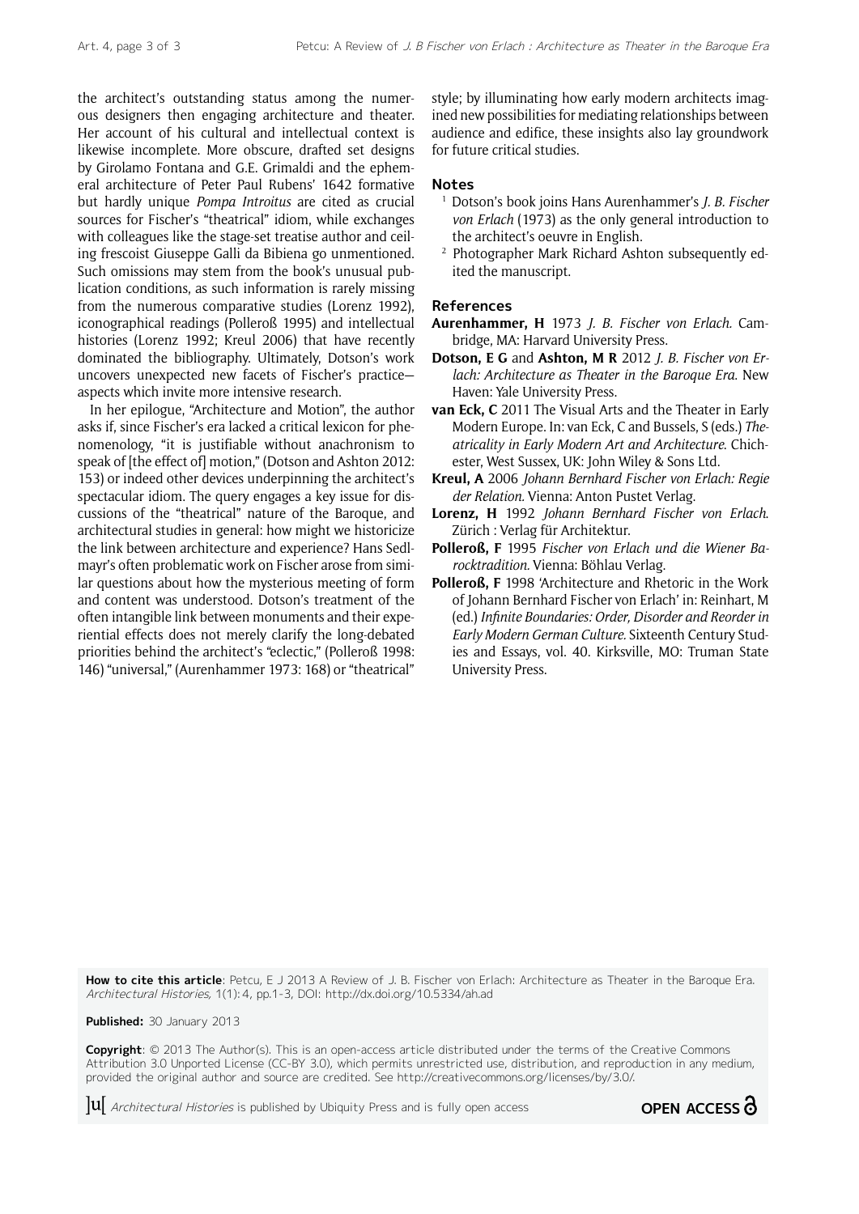the architect's outstanding status among the numerous designers then engaging architecture and theater. Her account of his cultural and intellectual context is likewise incomplete. More obscure, drafted set designs by Girolamo Fontana and G.E. Grimaldi and the ephemeral architecture of Peter Paul Rubens' 1642 formative but hardly unique *Pompa Introitus* are cited as crucial sources for Fischer's "theatrical" idiom, while exchanges with colleagues like the stage-set treatise author and ceiling frescoist Giuseppe Galli da Bibiena go unmentioned. Such omissions may stem from the book's unusual publication conditions, as such information is rarely missing from the numerous comparative studies (Lorenz 1992), iconographical readings (Polleroß 1995) and intellectual histories (Lorenz 1992; Kreul 2006) that have recently dominated the bibliography. Ultimately, Dotson's work uncovers unexpected new facets of Fischer's practice—aspects which invite more intensive research.

In her epilogue, "Architecture and Motion", the author asks if, since Fischer's era lacked a critical lexicon for phenomenology, "it is justifiable without anachronism to speak of [the effect of] motion," (Dotson and Ashton 2012: 153) or indeed other devices underpinning the architect's spectacular idiom. The query engages a key issue for discussions of the "theatrical" nature of the Baroque, and architectural studies in general: how might we historicize the link between architecture and experience? Hans Sedlmayr's often problematic work on Fischer arose from similar questions about how the mysterious meeting of form and content was understood. Dotson's treatment of the often intangible link between monuments and their experiential effects does not merely clarify the long-debated priorities behind the architect's "eclectic," (Polleroß 1998: 146) "universal," (Aurenhammer 1973: 168) or "theatrical" style; by illuminating how early modern architects imagined new possibilities for mediating relationships between audience and edifice, these insights also lay groundwork for future critical studies.

## Notes

[1] Dotson's book joins Hans Aurenhammer's *J. B. Fischer von Erlach* (1973) as the only general introduction to the architect's oeuvre in English.

[2] Photographer Mark Richard Ashton subsequently edited the manuscript.

## References

**Aurenhammer, H** 1973 *J. B. Fischer von Erlach.* Cambridge, MA: Harvard University Press.

**Dotson, E G** and **Ashton, M R** 2012 *J. B. Fischer von Erlach: Architecture as Theater in the Baroque Era.* New Haven: Yale University Press.

**van Eck, C** 2011 The Visual Arts and the Theater in Early Modern Europe. In: van Eck, C and Bussels, S (eds.) *Theatricality in Early Modern Art and Architecture.* Chichester, West Sussex, UK: John Wiley & Sons Ltd.

**Kreul, A** 2006 *Johann Bernhard Fischer von Erlach: Regie der Relation.* Vienna: Anton Pustet Verlag.

**Lorenz, H** 1992 *Johann Bernhard Fischer von Erlach.* Zürich : Verlag für Architektur.

**Polleroß, F** 1995 *Fischer von Erlach und die Wiener Barocktradition.* Vienna: Böhlau Verlag.

**Polleroß, F** 1998 'Architecture and Rhetoric in the Work of Johann Bernhard Fischer von Erlach' in: Reinhart, M (ed.) *Infinite Boundaries: Order, Disorder and Reorder in Early Modern German Culture.* Sixteenth Century Studies and Essays, vol. 40. Kirksville, MO: Truman State University Press.

**How to cite this article**: Petcu, E J 2013 A Review of J. B. Fischer von Erlach: Architecture as Theater in the Baroque Era. *Architectural Histories,* 1(1): 4, pp.1-3, DOI: http://dx.doi.org/10.5334/ah.ad

**Published:** 30 January 2013

**Copyright**: © 2013 The Author(s). This is an open-access article distributed under the terms of the Creative Commons Attribution 3.0 Unported License (CC-BY 3.0), which permits unrestricted use, distribution, and reproduction in any medium, provided the original author and source are credited. See http://creativecommons.org/licenses/by/3.0/.

*Architectural Histories* is published by Ubiquity Press and is fully open access

**OPEN ACCESS**